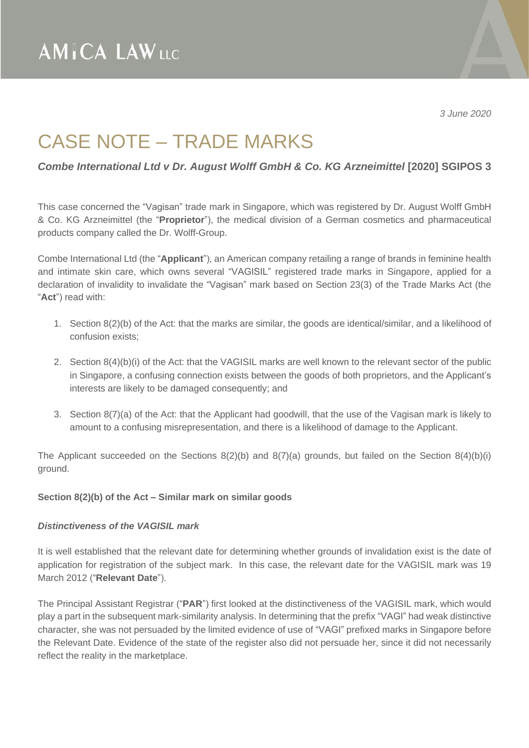AMICA LAW LLC

*3 June 2020*

# CASE NOTE – TRADE MARKS

### ***Combe International Ltd v Dr. August Wolff GmbH & Co. KG Arzneimittel* [2020] SGIPOS 3**

This case concerned the "Vagisan" trade mark in Singapore, which was registered by Dr. August Wolff GmbH & Co. KG Arzneimittel (the "**Proprietor**"), the medical division of a German cosmetics and pharmaceutical products company called the Dr. Wolff-Group.

Combe International Ltd (the "**Applicant**"), an American company retailing a range of brands in feminine health and intimate skin care, which owns several "VAGISIL" registered trade marks in Singapore, applied for a declaration of invalidity to invalidate the "Vagisan" mark based on Section 23(3) of the Trade Marks Act (the "**Act**") read with:

1. Section 8(2)(b) of the Act: that the marks are similar, the goods are identical/similar, and a likelihood of confusion exists;
2. Section 8(4)(b)(i) of the Act: that the VAGISIL marks are well known to the relevant sector of the public in Singapore, a confusing connection exists between the goods of both proprietors, and the Applicant's interests are likely to be damaged consequently; and
3. Section 8(7)(a) of the Act: that the Applicant had goodwill, that the use of the Vagisan mark is likely to amount to a confusing misrepresentation, and there is a likelihood of damage to the Applicant.

The Applicant succeeded on the Sections 8(2)(b) and 8(7)(a) grounds, but failed on the Section 8(4)(b)(i) ground.

**Section 8(2)(b) of the Act – Similar mark on similar goods**

***Distinctiveness of the VAGISIL mark***

It is well established that the relevant date for determining whether grounds of invalidation exist is the date of application for registration of the subject mark. In this case, the relevant date for the VAGISIL mark was 19 March 2012 ("**Relevant Date**").

The Principal Assistant Registrar ("**PAR**") first looked at the distinctiveness of the VAGISIL mark, which would play a part in the subsequent mark-similarity analysis. In determining that the prefix "VAGI" had weak distinctive character, she was not persuaded by the limited evidence of use of "VAGI" prefixed marks in Singapore before the Relevant Date. Evidence of the state of the register also did not persuade her, since it did not necessarily reflect the reality in the marketplace.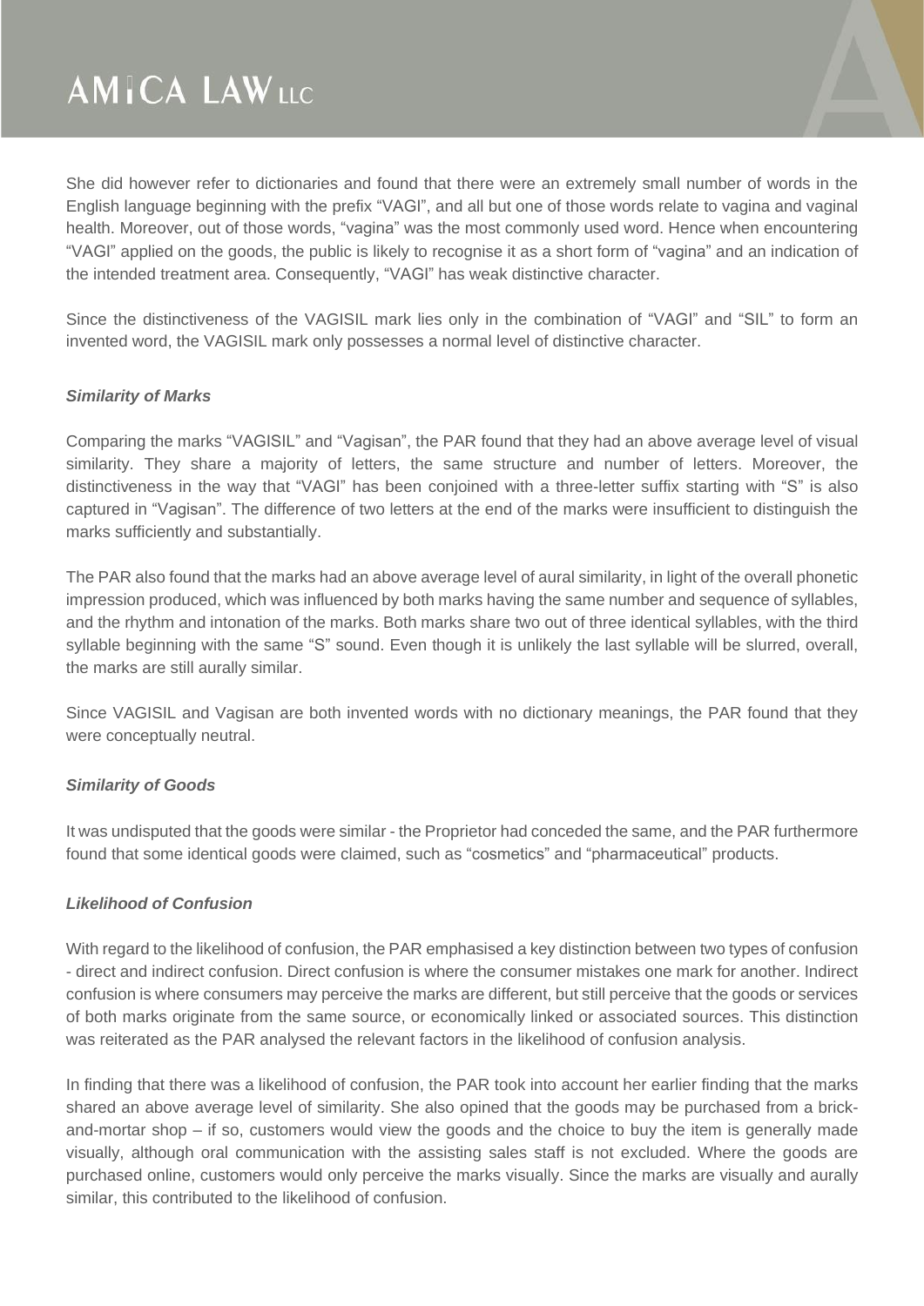She did however refer to dictionaries and found that there were an extremely small number of words in the English language beginning with the prefix "VAGI", and all but one of those words relate to vagina and vaginal health. Moreover, out of those words, "vagina" was the most commonly used word. Hence when encountering "VAGI" applied on the goods, the public is likely to recognise it as a short form of "vagina" and an indication of the intended treatment area. Consequently, "VAGI" has weak distinctive character.

Since the distinctiveness of the VAGISIL mark lies only in the combination of "VAGI" and "SIL" to form an invented word, the VAGISIL mark only possesses a normal level of distinctive character.

***Similarity of Marks***

Comparing the marks "VAGISIL" and "Vagisan", the PAR found that they had an above average level of visual similarity. They share a majority of letters, the same structure and number of letters. Moreover, the distinctiveness in the way that "VAGI" has been conjoined with a three-letter suffix starting with "S" is also captured in "Vagisan". The difference of two letters at the end of the marks were insufficient to distinguish the marks sufficiently and substantially.

The PAR also found that the marks had an above average level of aural similarity, in light of the overall phonetic impression produced, which was influenced by both marks having the same number and sequence of syllables, and the rhythm and intonation of the marks. Both marks share two out of three identical syllables, with the third syllable beginning with the same "S" sound. Even though it is unlikely the last syllable will be slurred, overall, the marks are still aurally similar.

Since VAGISIL and Vagisan are both invented words with no dictionary meanings, the PAR found that they were conceptually neutral.

***Similarity of Goods***

It was undisputed that the goods were similar - the Proprietor had conceded the same, and the PAR furthermore found that some identical goods were claimed, such as "cosmetics" and "pharmaceutical" products.

***Likelihood of Confusion***

With regard to the likelihood of confusion, the PAR emphasised a key distinction between two types of confusion - direct and indirect confusion. Direct confusion is where the consumer mistakes one mark for another. Indirect confusion is where consumers may perceive the marks are different, but still perceive that the goods or services of both marks originate from the same source, or economically linked or associated sources. This distinction was reiterated as the PAR analysed the relevant factors in the likelihood of confusion analysis.

In finding that there was a likelihood of confusion, the PAR took into account her earlier finding that the marks shared an above average level of similarity. She also opined that the goods may be purchased from a brick-and-mortar shop – if so, customers would view the goods and the choice to buy the item is generally made visually, although oral communication with the assisting sales staff is not excluded. Where the goods are purchased online, customers would only perceive the marks visually. Since the marks are visually and aurally similar, this contributed to the likelihood of confusion.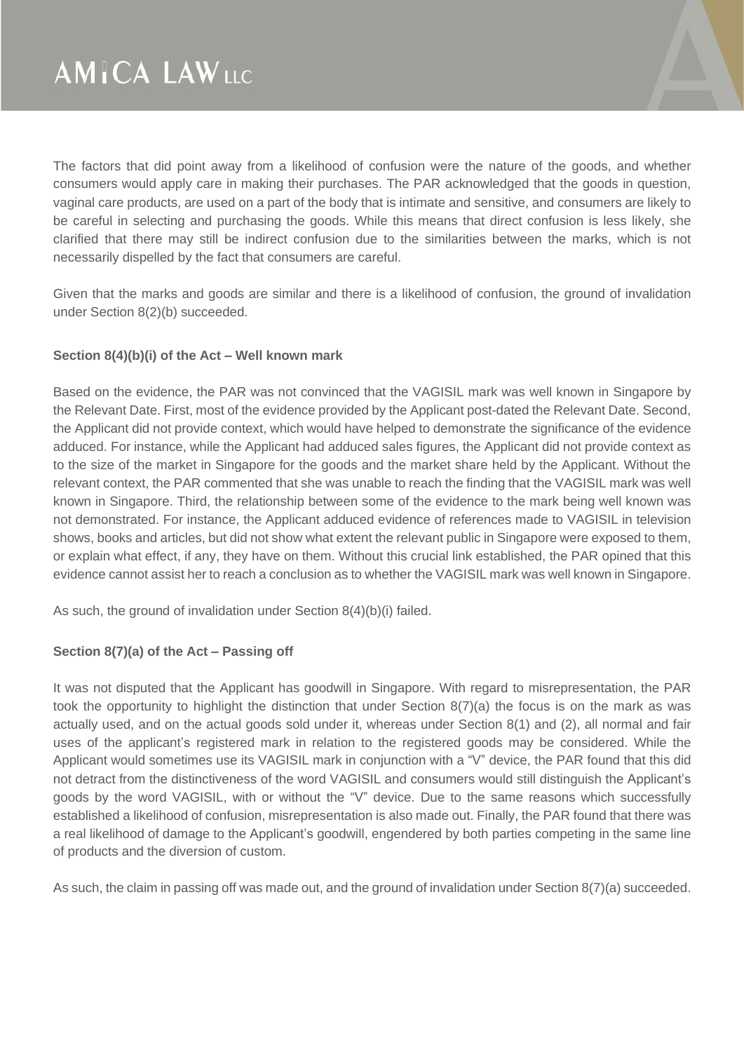The factors that did point away from a likelihood of confusion were the nature of the goods, and whether consumers would apply care in making their purchases. The PAR acknowledged that the goods in question, vaginal care products, are used on a part of the body that is intimate and sensitive, and consumers are likely to be careful in selecting and purchasing the goods. While this means that direct confusion is less likely, she clarified that there may still be indirect confusion due to the similarities between the marks, which is not necessarily dispelled by the fact that consumers are careful.

Given that the marks and goods are similar and there is a likelihood of confusion, the ground of invalidation under Section 8(2)(b) succeeded.

**Section 8(4)(b)(i) of the Act – Well known mark**

Based on the evidence, the PAR was not convinced that the VAGISIL mark was well known in Singapore by the Relevant Date. First, most of the evidence provided by the Applicant post-dated the Relevant Date. Second, the Applicant did not provide context, which would have helped to demonstrate the significance of the evidence adduced. For instance, while the Applicant had adduced sales figures, the Applicant did not provide context as to the size of the market in Singapore for the goods and the market share held by the Applicant. Without the relevant context, the PAR commented that she was unable to reach the finding that the VAGISIL mark was well known in Singapore. Third, the relationship between some of the evidence to the mark being well known was not demonstrated. For instance, the Applicant adduced evidence of references made to VAGISIL in television shows, books and articles, but did not show what extent the relevant public in Singapore were exposed to them, or explain what effect, if any, they have on them. Without this crucial link established, the PAR opined that this evidence cannot assist her to reach a conclusion as to whether the VAGISIL mark was well known in Singapore.

As such, the ground of invalidation under Section 8(4)(b)(i) failed.

**Section 8(7)(a) of the Act – Passing off**

It was not disputed that the Applicant has goodwill in Singapore. With regard to misrepresentation, the PAR took the opportunity to highlight the distinction that under Section 8(7)(a) the focus is on the mark as was actually used, and on the actual goods sold under it, whereas under Section 8(1) and (2), all normal and fair uses of the applicant's registered mark in relation to the registered goods may be considered. While the Applicant would sometimes use its VAGISIL mark in conjunction with a "V" device, the PAR found that this did not detract from the distinctiveness of the word VAGISIL and consumers would still distinguish the Applicant's goods by the word VAGISIL, with or without the "V" device. Due to the same reasons which successfully established a likelihood of confusion, misrepresentation is also made out. Finally, the PAR found that there was a real likelihood of damage to the Applicant's goodwill, engendered by both parties competing in the same line of products and the diversion of custom.

As such, the claim in passing off was made out, and the ground of invalidation under Section 8(7)(a) succeeded.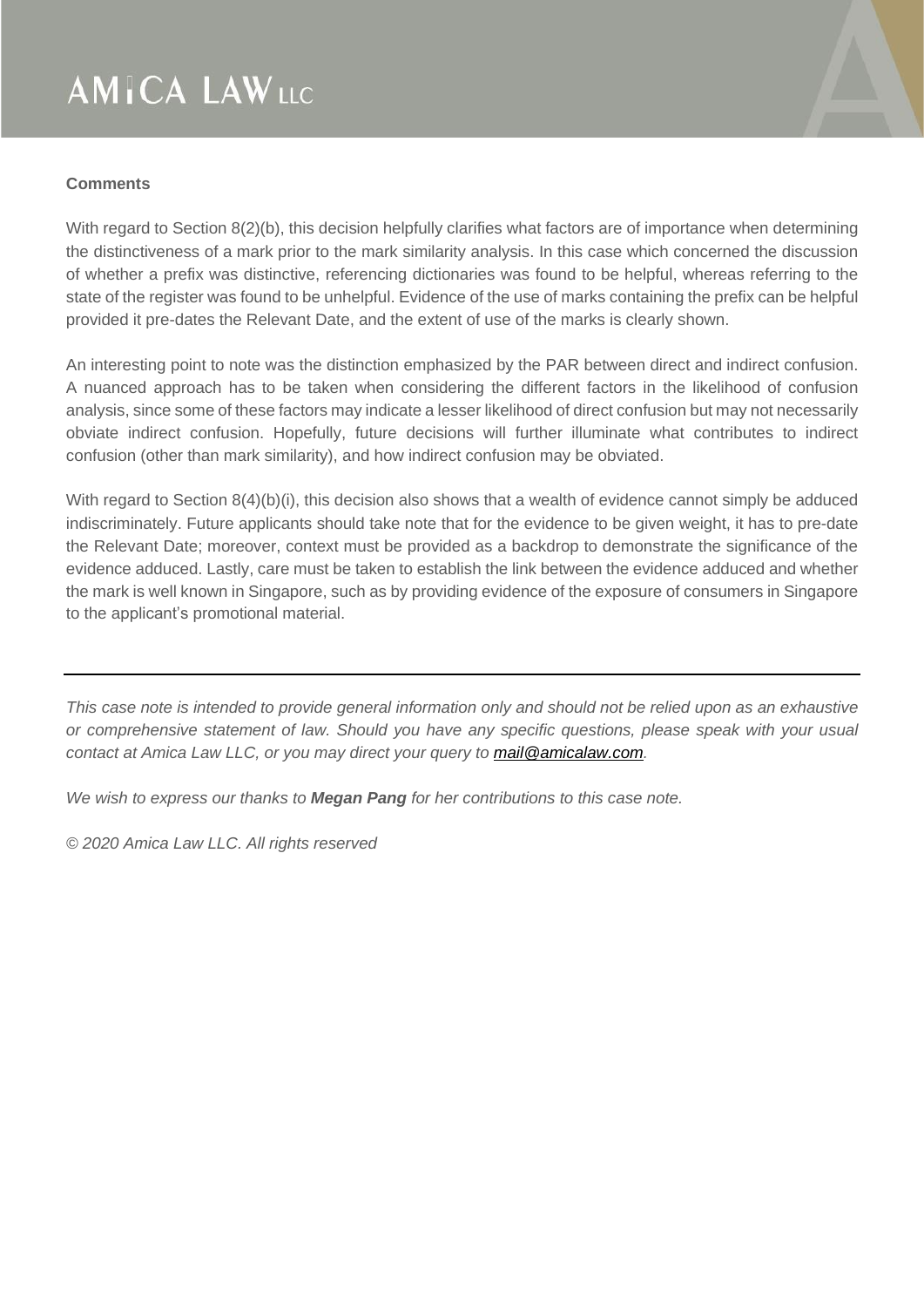**Comments**

With regard to Section 8(2)(b), this decision helpfully clarifies what factors are of importance when determining the distinctiveness of a mark prior to the mark similarity analysis. In this case which concerned the discussion of whether a prefix was distinctive, referencing dictionaries was found to be helpful, whereas referring to the state of the register was found to be unhelpful. Evidence of the use of marks containing the prefix can be helpful provided it pre-dates the Relevant Date, and the extent of use of the marks is clearly shown.

An interesting point to note was the distinction emphasized by the PAR between direct and indirect confusion. A nuanced approach has to be taken when considering the different factors in the likelihood of confusion analysis, since some of these factors may indicate a lesser likelihood of direct confusion but may not necessarily obviate indirect confusion. Hopefully, future decisions will further illuminate what contributes to indirect confusion (other than mark similarity), and how indirect confusion may be obviated.

With regard to Section 8(4)(b)(i), this decision also shows that a wealth of evidence cannot simply be adduced indiscriminately. Future applicants should take note that for the evidence to be given weight, it has to pre-date the Relevant Date; moreover, context must be provided as a backdrop to demonstrate the significance of the evidence adduced. Lastly, care must be taken to establish the link between the evidence adduced and whether the mark is well known in Singapore, such as by providing evidence of the exposure of consumers in Singapore to the applicant's promotional material.

---

*This case note is intended to provide general information only and should not be relied upon as an exhaustive or comprehensive statement of law. Should you have any specific questions, please speak with your usual contact at Amica Law LLC, or you may direct your query to mail@amicalaw.com.*

*We wish to express our thanks to **Megan Pang** for her contributions to this case note.*

*© 2020 Amica Law LLC. All rights reserved*